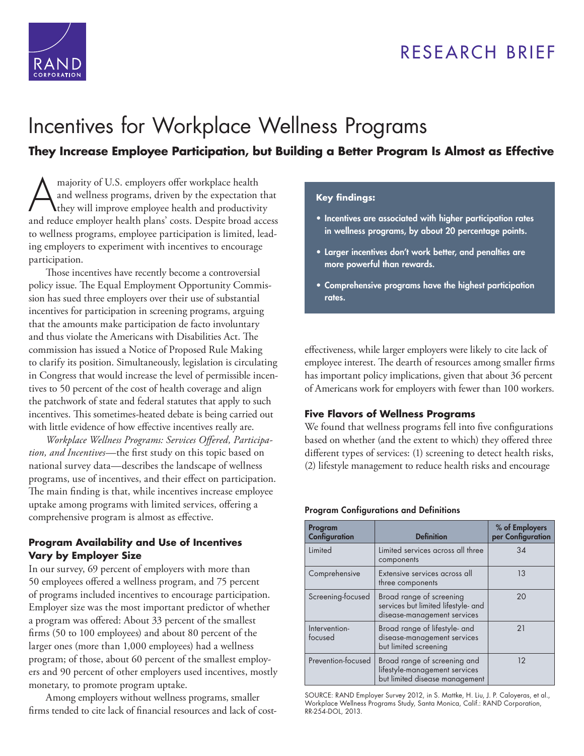RESEARCH BRIEF

# Incentives for Workplace Wellness Programs

## They Increase Employee Participation, but Building a Better Program Is Almost as Effective

A majority of U.S. employers offer workplace health and wellness programs, driven by the expectation that they will improve employee health and productivity and reduce employer health plans' costs. Despite broad access to wellness programs, employee participation is limited, leading employers to experiment with incentives to encourage participation.

Those incentives have recently become a controversial policy issue. The Equal Employment Opportunity Commission has sued three employers over their use of substantial incentives for participation in screening programs, arguing that the amounts make participation de facto involuntary and thus violate the Americans with Disabilities Act. The commission has issued a Notice of Proposed Rule Making to clarify its position. Simultaneously, legislation is circulating in Congress that would increase the level of permissible incentives to 50 percent of the cost of health coverage and align the patchwork of state and federal statutes that apply to such incentives. This sometimes-heated debate is being carried out with little evidence of how effective incentives really are.

*Workplace Wellness Programs: Services Offered, Participation, and Incentives*—the first study on this topic based on national survey data—describes the landscape of wellness programs, use of incentives, and their effect on participation. The main finding is that, while incentives increase employee uptake among programs with limited services, offering a comprehensive program is almost as effective.

**Key findings:**

- **Incentives are associated with higher participation rates in wellness programs, by about 20 percentage points.**
- **Larger incentives don't work better, and penalties are more powerful than rewards.**
- **Comprehensive programs have the highest participation rates.**

### Program Availability and Use of Incentives Vary by Employer Size

In our survey, 69 percent of employers with more than 50 employees offered a wellness program, and 75 percent of programs included incentives to encourage participation. Employer size was the most important predictor of whether a program was offered: About 33 percent of the smallest firms (50 to 100 employees) and about 80 percent of the larger ones (more than 1,000 employees) had a wellness program; of those, about 60 percent of the smallest employers and 90 percent of other employers used incentives, mostly monetary, to promote program uptake.

Among employers without wellness programs, smaller firms tended to cite lack of financial resources and lack of cost-effectiveness, while larger employers were likely to cite lack of employee interest. The dearth of resources among smaller firms has important policy implications, given that about 36 percent of Americans work for employers with fewer than 100 workers.

### Five Flavors of Wellness Programs

We found that wellness programs fell into five configurations based on whether (and the extent to which) they offered three different types of services: (1) screening to detect health risks, (2) lifestyle management to reduce health risks and encourage

**Program Configurations and Definitions**

| Program Configuration | Definition | % of Employers per Configuration |
|---|---|---|
| Limited | Limited services across all three components | 34 |
| Comprehensive | Extensive services across all three components | 13 |
| Screening-focused | Broad range of screening services but limited lifestyle- and disease-management services | 20 |
| Intervention-focused | Broad range of lifestyle- and disease-management services but limited screening | 21 |
| Prevention-focused | Broad range of screening and lifestyle-management services but limited disease management | 12 |

SOURCE: RAND Employer Survey 2012, in S. Mattke, H. Liu, J. P. Caloyeras, et al., Workplace Wellness Programs Study, Santa Monica, Calif.: RAND Corporation, RR-254-DOL, 2013.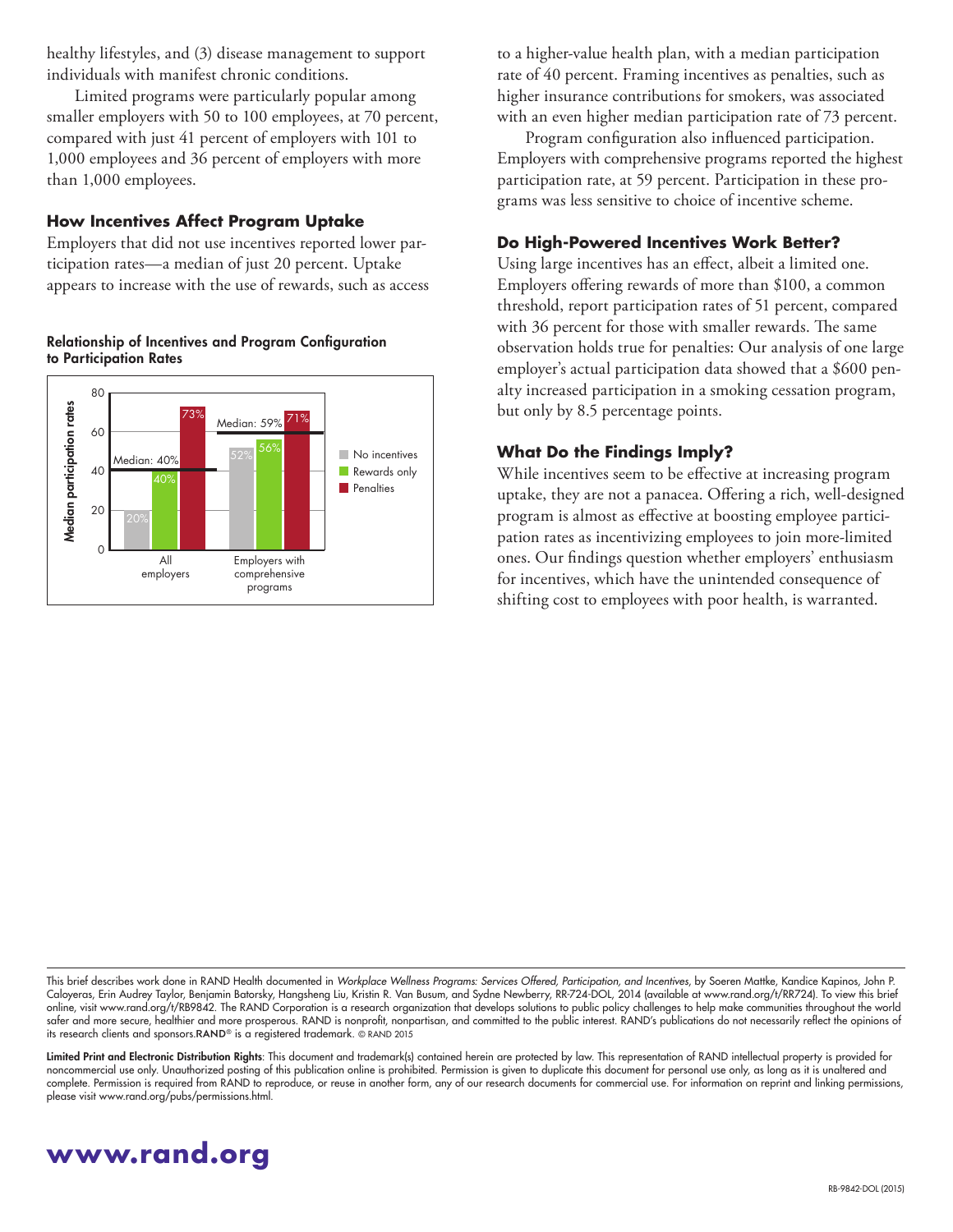healthy lifestyles, and (3) disease management to support individuals with manifest chronic conditions.

Limited programs were particularly popular among smaller employers with 50 to 100 employees, at 70 percent, compared with just 41 percent of employers with 101 to 1,000 employees and 36 percent of employers with more than 1,000 employees.

### How Incentives Affect Program Uptake

Employers that did not use incentives reported lower participation rates—a median of just 20 percent. Uptake appears to increase with the use of rewards, such as access to a higher-value health plan, with a median participation rate of 40 percent. Framing incentives as penalties, such as higher insurance contributions for smokers, was associated with an even higher median participation rate of 73 percent.

Program configuration also influenced participation. Employers with comprehensive programs reported the highest participation rate, at 59 percent. Participation in these programs was less sensitive to choice of incentive scheme.

**Relationship of Incentives and Program Configuration to Participation Rates**

Median participation rates
80
60
40
20
0
All employers
Median: 40%
20%
40%
73%
Employers with comprehensive programs
Median: 59%
52%
56%
71%
No incentives
Rewards only
Penalties

### Do High-Powered Incentives Work Better?

Using large incentives has an effect, albeit a limited one. Employers offering rewards of more than $100, a common threshold, report participation rates of 51 percent, compared with 36 percent for those with smaller rewards. The same observation holds true for penalties: Our analysis of one large employer's actual participation data showed that a $600 penalty increased participation in a smoking cessation program, but only by 8.5 percentage points.

### What Do the Findings Imply?

While incentives seem to be effective at increasing program uptake, they are not a panacea. Offering a rich, well-designed program is almost as effective at boosting employee participation rates as incentivizing employees to join more-limited ones. Our findings question whether employers' enthusiasm for incentives, which have the unintended consequence of shifting cost to employees with poor health, is warranted.

---

This brief describes work done in RAND Health documented in *Workplace Wellness Programs: Services Offered, Participation, and Incentives*, by Soeren Mattke, Kandice Kapinos, John P. Caloyeras, Erin Audrey Taylor, Benjamin Batorsky, Hangsheng Liu, Kristin R. Van Busum, and Sydne Newberry, RR-724-DOL, 2014 (available at www.rand.org/t/RR724). To view this brief online, visit www.rand.org/t/RB9842. The RAND Corporation is a research organization that develops solutions to public policy challenges to help make communities throughout the world safer and more secure, healthier and more prosperous. RAND is nonprofit, nonpartisan, and committed to the public interest. RAND's publications do not necessarily reflect the opinions of its research clients and sponsors. **RAND**® is a registered trademark. © RAND 2015

**Limited Print and Electronic Distribution Rights**: This document and trademark(s) contained herein are protected by law. This representation of RAND intellectual property is provided for noncommercial use only. Unauthorized posting of this publication online is prohibited. Permission is given to duplicate this document for personal use only, as long as it is unaltered and complete. Permission is required from RAND to reproduce, or reuse in another form, any of our research documents for commercial use. For information on reprint and linking permissions, please visit www.rand.org/pubs/permissions.html.

**www.rand.org**

RB-9842-DOL (2015)